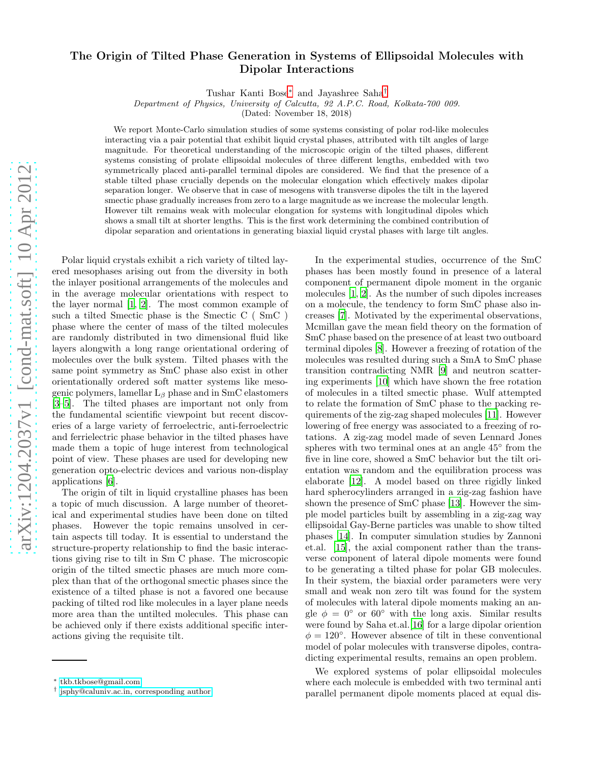# The Origin of Tilted Phase Generation in Systems of Ellipsoidal Molecules with Dipolar Interactions

Tushar Kanti Bose[*] and Jayashree Saha[†]

*Department of Physics, University of Calcutta, 92 A.P.C. Road, Kolkata-700 009.*

(Dated: November 18, 2018)

We report Monte-Carlo simulation studies of some systems consisting of polar rod-like molecules interacting via a pair potential that exhibit liquid crystal phases, attributed with tilt angles of large magnitude. For theoretical understanding of the microscopic origin of the tilted phases, different systems consisting of prolate ellipsoidal molecules of three different lengths, embedded with two symmetrically placed anti-parallel terminal dipoles are considered. We find that the presence of a stable tilted phase crucially depends on the molecular elongation which effectively makes dipolar separation longer. We observe that in case of mesogens with transverse dipoles the tilt in the layered smectic phase gradually increases from zero to a large magnitude as we increase the molecular length. However tilt remains weak with molecular elongation for systems with longitudinal dipoles which shows a small tilt at shorter lengths. This is the first work determining the combined contribution of dipolar separation and orientations in generating biaxial liquid crystal phases with large tilt angles.

Polar liquid crystals exhibit a rich variety of tilted layered mesophases arising out from the diversity in both the inlayer positional arrangements of the molecules and in the average molecular orientations with respect to the layer normal [1, 2]. The most common example of such a tilted Smectic phase is the Smectic C ( SmC ) phase where the center of mass of the tilted molecules are randomly distributed in two dimensional fluid like layers alongwith a long range orientational ordering of molecules over the bulk system. Tilted phases with the same point symmetry as SmC phase also exist in other orientationally ordered soft matter systems like mesogenic polymers, lamellar $L_\beta$ phase and in SmC elastomers [3–5]. The tilted phases are important not only from the fundamental scientific viewpoint but recent discoveries of a large variety of ferroelectric, anti-ferroelectric and ferrielectric phase behavior in the tilted phases have made them a topic of huge interest from technological point of view. These phases are used for developing new generation opto-electric devices and various non-display applications [6].

The origin of tilt in liquid crystalline phases has been a topic of much discussion. A large number of theoretical and experimental studies have been done on tilted phases. However the topic remains unsolved in certain aspects till today. It is essential to understand the structure-property relationship to find the basic interactions giving rise to tilt in Sm C phase. The microscopic origin of the tilted smectic phases are much more complex than that of the orthogonal smectic phases since the existence of a tilted phase is not a favored one because packing of tilted rod like molecules in a layer plane needs more area than the untilted molecules. This phase can be achieved only if there exists additional specific interactions giving the requisite tilt.

In the experimental studies, occurrence of the SmC phases has been mostly found in presence of a lateral component of permanent dipole moment in the organic molecules [1, 2]. As the number of such dipoles increases on a molecule, the tendency to form SmC phase also increases [7]. Motivated by the experimental observations, Mcmillan gave the mean field theory on the formation of SmC phase based on the presence of at least two outboard terminal dipoles [8]. However a freezing of rotation of the molecules was resulted during such a SmA to SmC phase transition contradicting NMR [9] and neutron scattering experiments [10] which have shown the free rotation of molecules in a tilted smectic phase. Wulf attempted to relate the formation of SmC phase to the packing requirements of the zig-zag shaped molecules [11]. However lowering of free energy was associated to a freezing of rotations. A zig-zag model made of seven Lennard Jones spheres with two terminal ones at an angle 45° from the five in line core, showed a SmC behavior but the tilt orientation was random and the equilibration process was elaborate [12]. A model based on three rigidly linked hard spherocylinders arranged in a zig-zag fashion have shown the presence of SmC phase [13]. However the simple model particles built by assembling in a zig-zag way ellipsoidal Gay-Berne particles was unable to show tilted phases [14]. In computer simulation studies by Zannoni et.al. [15], the axial component rather than the transverse component of lateral dipole moments were found to be generating a tilted phase for polar GB molecules. In their system, the biaxial order parameters were very small and weak non zero tilt was found for the system of molecules with lateral dipole moments making an angle $\phi = 0°$ or $60°$ with the long axis. Similar results were found by Saha et.al. [16] for a large dipolar oriention $\phi = 120°$. However absence of tilt in these conventional model of polar molecules with transverse dipoles, contradicting experimental results, remains an open problem.

We explored systems of polar ellipsoidal molecules where each molecule is embedded with two terminal anti parallel permanent dipole moments placed at equal dis-

[*] tkb.tkbose@gmail.com

[†] jsphy@caluniv.ac.in, corresponding author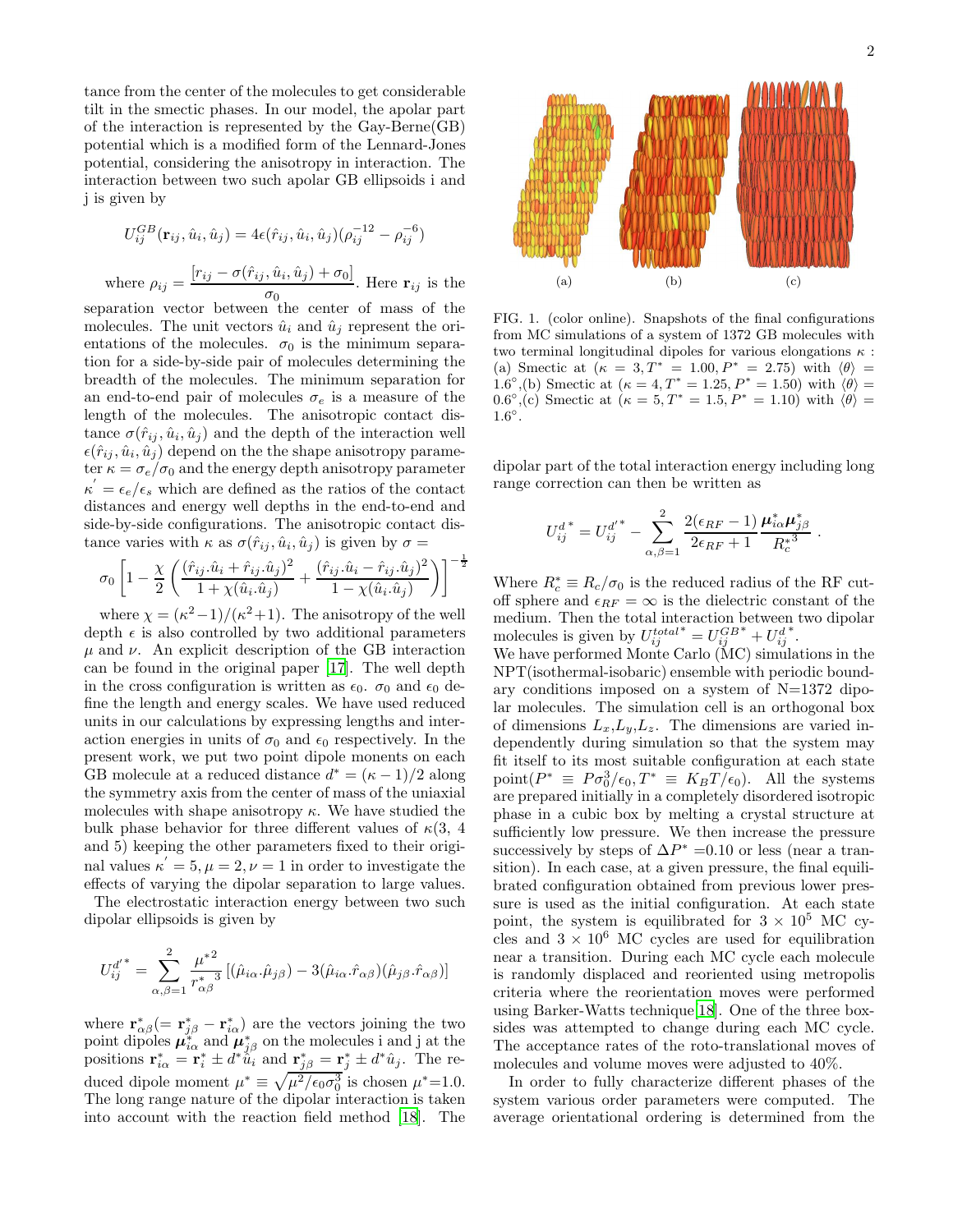tance from the center of the molecules to get considerable tilt in the smectic phases. In our model, the apolar part of the interaction is represented by the Gay-Berne(GB) potential which is a modified form of the Lennard-Jones potential, considering the anisotropy in interaction. The interaction between two such apolar GB ellipsoids i and j is given by

$$U_{ij}^{GB}(\mathbf{r}_{ij}, \hat{u}_i, \hat{u}_j) = 4\epsilon(\hat{r}_{ij}, \hat{u}_i, \hat{u}_j)(\rho_{ij}^{-12} - \rho_{ij}^{-6})$$

where $\rho_{ij} = \dfrac{[r_{ij} - \sigma(\hat{r}_{ij}, \hat{u}_i, \hat{u}_j) + \sigma_0]}{\sigma_0}$. Here $\mathbf{r}_{ij}$ is the separation vector between the center of mass of the molecules. The unit vectors $\hat{u}_i$ and $\hat{u}_j$ represent the orientations of the molecules. $\sigma_0$ is the minimum separation for a side-by-side pair of molecules determining the breadth of the molecules. The minimum separation for an end-to-end pair of molecules $\sigma_e$ is a measure of the length of the molecules. The anisotropic contact distance $\sigma(\hat{r}_{ij}, \hat{u}_i, \hat{u}_j)$ and the depth of the interaction well $\epsilon(\hat{r}_{ij}, \hat{u}_i, \hat{u}_j)$ depend on the the shape anisotropy parameter $\kappa = \sigma_e/\sigma_0$ and the energy depth anisotropy parameter $\kappa' = \epsilon_e/\epsilon_s$ which are defined as the ratios of the contact distances and energy well depths in the end-to-end and side-by-side configurations. The anisotropic contact distance varies with $\kappa$ as $\sigma(\hat{r}_{ij}, \hat{u}_i, \hat{u}_j)$ is given by $\sigma =$

$$\sigma_0 \left[1 - \frac{\chi}{2}\left(\frac{(\hat{r}_{ij}.\hat{u}_i + \hat{r}_{ij}.\hat{u}_j)^2}{1+\chi(\hat{u}_i.\hat{u}_j)} + \frac{(\hat{r}_{ij}.\hat{u}_i - \hat{r}_{ij}.\hat{u}_j)^2}{1-\chi(\hat{u}_i.\hat{u}_j)}\right)\right]^{-\frac{1}{2}}$$

where $\chi = (\kappa^2-1)/(\kappa^2+1)$. The anisotropy of the well depth $\epsilon$ is also controlled by two additional parameters $\mu$ and $\nu$. An explicit description of the GB interaction can be found in the original paper [17]. The well depth in the cross configuration is written as $\epsilon_0$. $\sigma_0$ and $\epsilon_0$ define the length and energy scales. We have used reduced units in our calculations by expressing lengths and interaction energies in units of $\sigma_0$ and $\epsilon_0$ respectively. In the present work, we put two point dipole monents on each GB molecule at a reduced distance $d^* = (\kappa-1)/2$ along the symmetry axis from the center of mass of the uniaxial molecules with shape anisotropy $\kappa$. We have studied the bulk phase behavior for three different values of $\kappa$(3, 4 and 5) keeping the other parameters fixed to their original values $\kappa' = 5, \mu = 2, \nu = 1$ in order to investigate the effects of varying the dipolar separation to large values.

The electrostatic interaction energy between two such dipolar ellipsoids is given by

$$U_{ij}^{d'^*} = \sum_{\alpha,\beta=1}^{2} \frac{\mu^{*2}}{{r_{\alpha\beta}^*}^3}\left[(\hat{\mu}_{i\alpha}.\hat{\mu}_{j\beta}) - 3(\hat{\mu}_{i\alpha}.\hat{r}_{\alpha\beta})(\hat{\mu}_{j\beta}.\hat{r}_{\alpha\beta})\right]$$

where $\mathbf{r}_{\alpha\beta}^* (= \mathbf{r}_{j\beta}^* - \mathbf{r}_{i\alpha}^*)$ are the vectors joining the two point dipoles $\boldsymbol{\mu}_{i\alpha}^*$ and $\boldsymbol{\mu}_{j\beta}^*$ on the molecules i and j at the positions $\mathbf{r}_{i\alpha}^* = \mathbf{r}_i^* \pm d^*\hat{u}_i$ and $\mathbf{r}_{j\beta}^* = \mathbf{r}_j^* \pm d^*\hat{u}_j$. The reduced dipole moment $\mu^* \equiv \sqrt{\mu^2/\epsilon_0\sigma_0^3}$ is chosen $\mu^*$=1.0. The long range nature of the dipolar interaction is taken into account with the reaction field method [18]. The dipolar part of the total interaction energy including long range correction can then be written as

$$U_{ij}^{d^*} = U_{ij}^{d'^*} - \sum_{\alpha,\beta=1}^{2} \frac{2(\epsilon_{RF}-1)}{2\epsilon_{RF}+1}\frac{\boldsymbol{\mu}_{i\alpha}^*\boldsymbol{\mu}_{j\beta}^*}{{R_c^*}^3}.$$

Where $R_c^* \equiv R_c/\sigma_0$ is the reduced radius of the RF cutoff sphere and $\epsilon_{RF} = \infty$ is the dielectric constant of the medium. Then the total interaction between two dipolar molecules is given by $U_{ij}^{total^*} = U_{ij}^{GB^*} + U_{ij}^{d^*}$.

We have performed Monte Carlo (MC) simulations in the NPT(isothermal-isobaric) ensemble with periodic boundary conditions imposed on a system of N=1372 dipolar molecules. The simulation cell is an orthogonal box of dimensions $L_x$,$L_y$,$L_z$. The dimensions are varied independently during simulation so that the system may fit itself to its most suitable configuration at each state point($P^* \equiv P\sigma_0^3/\epsilon_0, T^* \equiv K_BT/\epsilon_0$). All the systems are prepared initially in a completely disordered isotropic phase in a cubic box by melting a crystal structure at sufficiently low pressure. We then increase the pressure successively by steps of $\Delta P^*$ =0.10 or less (near a transition). In each case, at a given pressure, the final equilibrated configuration obtained from previous lower pressure is used as the initial configuration. At each state point, the system is equilibrated for $3\times10^5$ MC cycles and $3\times10^6$ MC cycles are used for equilibration near a transition. During each MC cycle each molecule is randomly displaced and reoriented using metropolis criteria where the reorientation moves were performed using Barker-Watts technique[18]. One of the three boxsides was attempted to change during each MC cycle. The acceptance rates of the roto-translational moves of molecules and volume moves were adjusted to 40%.

FIG. 1. (color online). Snapshots of the final configurations from MC simulations of a system of 1372 GB molecules with two terminal longitudinal dipoles for various elongations $\kappa$ : (a) Smectic at ($\kappa = 3, T^* = 1.00, P^* = 2.75$) with $\langle\theta\rangle = 1.6°$,(b) Smectic at ($\kappa = 4, T^* = 1.25, P^* = 1.50$) with $\langle\theta\rangle = 0.6°$,(c) Smectic at ($\kappa = 5, T^* = 1.5, P^* = 1.10$) with $\langle\theta\rangle = 1.6°$.

In order to fully characterize different phases of the system various order parameters were computed. The average orientational ordering is determined from the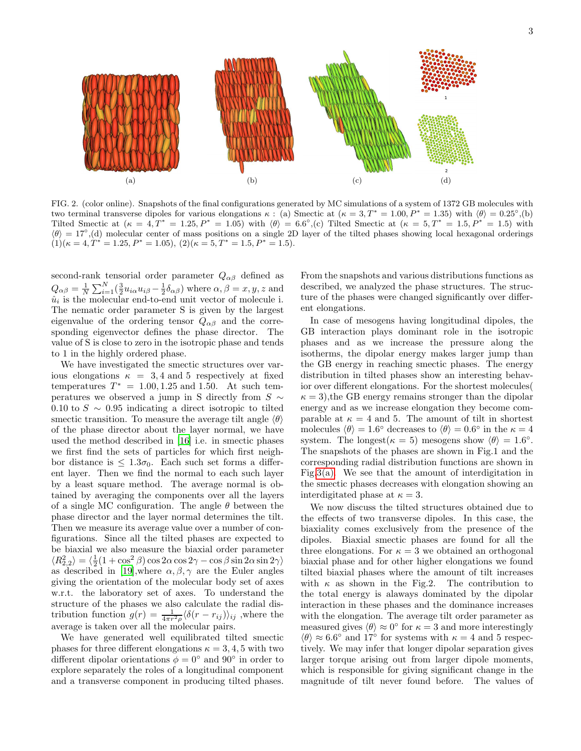FIG. 2. (color online). Snapshots of the final configurations generated by MC simulations of a system of 1372 GB molecules with two terminal transverse dipoles for various elongations $\kappa$ : (a) Smectic at ($\kappa = 3, T^* = 1.00, P^* = 1.35$) with $\langle\theta\rangle = 0.25°$,(b) Tilted Smectic at ($\kappa = 4, T^* = 1.25, P^* = 1.05$) with $\langle\theta\rangle = 6.6°$,(c) Tilted Smectic at ($\kappa = 5, T^* = 1.5, P^* = 1.5$) with $\langle\theta\rangle = 17°$,(d) molecular center of mass positions on a single 2D layer of the tilted phases showing local hexagonal orderings (1)($\kappa = 4, T^* = 1.25, P^* = 1.05$), (2)($\kappa = 5, T^* = 1.5, P^* = 1.5$).

second-rank tensorial order parameter $Q_{\alpha\beta}$ defined as $Q_{\alpha\beta} = \frac{1}{N}\sum_{i=1}^{N}(\frac{3}{2}u_{i\alpha}u_{i\beta} - \frac{1}{2}\delta_{\alpha\beta})$ where $\alpha, \beta = x, y, z$ and $\hat{u}_i$ is the molecular end-to-end unit vector of molecule i. The nematic order parameter S is given by the largest eigenvalue of the ordering tensor $Q_{\alpha\beta}$ and the corresponding eigenvector defines the phase director. The value of S is close to zero in the isotropic phase and tends to 1 in the highly ordered phase.

We have investigated the smectic structures over various elongations $\kappa = 3, 4$ and 5 respectively at fixed temperatures $T^* = 1.00, 1.25$ and $1.50$. At such temperatures we observed a jump in S directly from $S \sim 0.10$ to $S \sim 0.95$ indicating a direct isotropic to tilted smectic transition. To measure the average tilt angle $\langle\theta\rangle$ of the phase director about the layer normal, we have used the method described in [16] i.e. in smectic phases we first find the sets of particles for which first neighbor distance is $\leq 1.3\sigma_0$. Each such set forms a different layer. Then we find the normal to each such layer by a least square method. The average normal is obtained by averaging the components over all the layers of a single MC configuration. The angle $\theta$ between the phase director and the layer normal determines the tilt. Then we measure its average value over a number of configurations. Since all the tilted phases are expected to be biaxial we also measure the biaxial order parameter $\langle R^2_{2,2}\rangle = \langle\frac{1}{2}(1 + \cos^2\beta)\cos 2\alpha \cos 2\gamma - \cos\beta \sin 2\alpha \sin 2\gamma\rangle$ as described in [19],where $\alpha, \beta, \gamma$ are the Euler angles giving the orientation of the molecular body set of axes w.r.t. the laboratory set of axes. To understand the structure of the phases we also calculate the radial distribution function $g(r) = \frac{1}{4\pi r^2\rho}\langle\delta(r - r_{ij})\rangle_{ij}$ ,where the average is taken over all the molecular pairs.

We have generated well equilibrated tilted smectic phases for three different elongations $\kappa = 3, 4, 5$ with two different dipolar orientations $\phi = 0°$ and $90°$ in order to explore separately the roles of a longitudinal component and a transverse component in producing tilted phases. From the snapshots and various distributions functions as described, we analyzed the phase structures. The structure of the phases were changed significantly over different elongations.

In case of mesogens having longitudinal dipoles, the GB interaction plays dominant role in the isotropic phases and as we increase the pressure along the isotherms, the dipolar energy makes larger jump than the GB energy in reaching smectic phases. The energy distribution in tilted phases show an interesting behavior over different elongations. For the shortest molecules( $\kappa = 3$),the GB energy remains stronger than the dipolar energy and as we increase elongation they become comparable at $\kappa = 4$ and 5. The amount of tilt in shortest molecules $\langle\theta\rangle = 1.6°$ decreases to $\langle\theta\rangle = 0.6°$ in the $\kappa = 4$ system. The longest($\kappa = 5$) mesogens show $\langle\theta\rangle = 1.6°$. The snapshots of the phases are shown in Fig.1 and the corresponding radial distribution functions are shown in Fig.3(a). We see that the amount of interdigitation in the smectic phases decreases with elongation showing an interdigitated phase at $\kappa = 3$.

We now discuss the tilted structures obtained due to the effects of two transverse dipoles. In this case, the biaxiality comes exclusively from the presence of the dipoles. Biaxial smectic phases are found for all the three elongations. For $\kappa = 3$ we obtained an orthogonal biaxial phase and for other higher elongations we found tilted biaxial phases where the amount of tilt increases with $\kappa$ as shown in the Fig.2. The contribution to the total energy is alaways dominated by the dipolar interaction in these phases and the dominance increases with the elongation. The average tilt order parameter as measured gives $\langle\theta\rangle \approx 0°$ for $\kappa = 3$ and more interestingly $\langle\theta\rangle \approx 6.6°$ and $17°$ for systems with $\kappa = 4$ and 5 respectively. We may infer that longer dipolar separation gives larger torque arising out from larger dipole moments, which is responsible for giving significant change in the magnitude of tilt never found before. The values of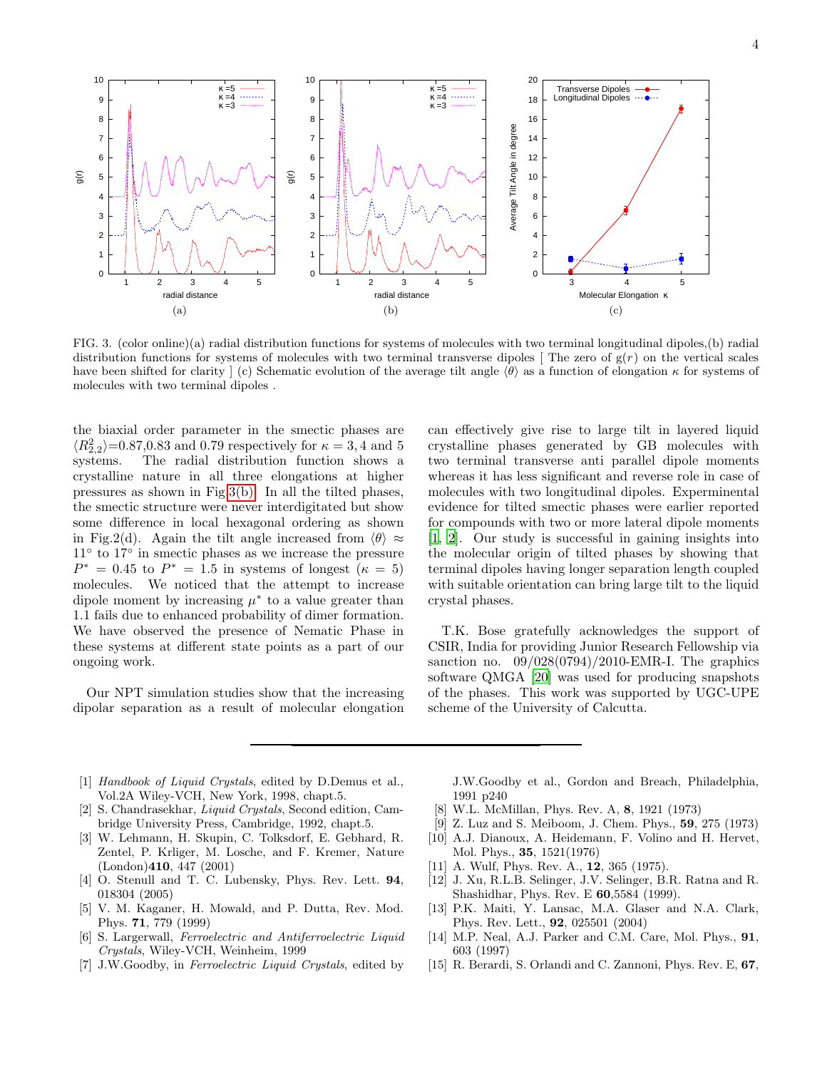FIG. 3. (color online)(a) radial distribution functions for systems of molecules with two terminal longitudinal dipoles,(b) radial distribution functions for systems of molecules with two terminal transverse dipoles [ The zero of g($r$) on the vertical scales have been shifted for clarity ] (c) Schematic evolution of the average tilt angle $\langle\theta\rangle$ as a function of elongation $\kappa$ for systems of molecules with two terminal dipoles .

the biaxial order parameter in the smectic phases are $\langle R^2_{2,2}\rangle$=0.87,0.83 and 0.79 respectively for $\kappa = 3, 4$ and 5 systems. The radial distribution function shows a crystalline nature in all three elongations at higher pressures as shown in Fig 3(b). In all the tilted phases, the smectic structure were never interdigitated but show some difference in local hexagonal ordering as shown in Fig.2(d). Again the tilt angle increased from $\langle\theta\rangle \approx 11^\circ$ to $17^\circ$ in smectic phases as we increase the pressure $P^* = 0.45$ to $P^* = 1.5$ in systems of longest ($\kappa = 5$) molecules. We noticed that the attempt to increase dipole moment by increasing $\mu^*$ to a value greater than 1.1 fails due to enhanced probability of dimer formation. We have observed the presence of Nematic Phase in these systems at different state points as a part of our ongoing work.

Our NPT simulation studies show that the increasing dipolar separation as a result of molecular elongation can effectively give rise to large tilt in layered liquid crystalline phases generated by GB molecules with two terminal transverse anti parallel dipole moments whereas it has less significant and reverse role in case of molecules with two longitudinal dipoles. Experimental evidence for tilted smectic phases were earlier reported for compounds with two or more lateral dipole moments [1, 2]. Our study is successful in gaining insights into the molecular origin of tilted phases by showing that terminal dipoles having longer separation length coupled with suitable orientation can bring large tilt to the liquid crystal phases.

T.K. Bose gratefully acknowledges the support of CSIR, India for providing Junior Research Fellowship via sanction no. 09/028(0794)/2010-EMR-I. The graphics software QMGA [20] was used for producing snapshots of the phases. This work was supported by UGC-UPE scheme of the University of Calcutta.

---

[1] *Handbook of Liquid Crystals*, edited by D.Demus et al., Vol.2A Wiley-VCH, New York, 1998, chapt.5.

[2] S. Chandrasekhar, *Liquid Crystals*, Second edition, Cambridge University Press, Cambridge, 1992, chapt.5.

[3] W. Lehmann, H. Skupin, C. Tolksdorf, E. Gebhard, R. Zentel, P. Krliger, M. Losche, and F. Kremer, Nature (London)**410**, 447 (2001)

[4] O. Stenull and T. C. Lubensky, Phys. Rev. Lett. **94**, 018304 (2005)

[5] V. M. Kaganer, H. Mowald, and P. Dutta, Rev. Mod. Phys. **71**, 779 (1999)

[6] S. Largerwall, *Ferroelectric and Antiferroelectric Liquid Crystals*, Wiley-VCH, Weinheim, 1999

[7] J.W.Goodby, in *Ferroelectric Liquid Crystals*, edited by J.W.Goodby et al., Gordon and Breach, Philadelphia, 1991 p240

[8] W.L. McMillan, Phys. Rev. A, **8**, 1921 (1973)

[9] Z. Luz and S. Meiboom, J. Chem. Phys., **59**, 275 (1973)

[10] A.J. Dianoux, A. Heidemann, F. Volino and H. Hervet, Mol. Phys., **35**, 1521(1976)

[11] A. Wulf, Phys. Rev. A., **12**, 365 (1975).

[12] J. Xu, R.L.B. Selinger, J.V. Selinger, B.R. Ratna and R. Shashidhar, Phys. Rev. E **60**,5584 (1999).

[13] P.K. Maiti, Y. Lansac, M.A. Glaser and N.A. Clark, Phys. Rev. Lett., **92**, 025501 (2004)

[14] M.P. Neal, A.J. Parker and C.M. Care, Mol. Phys., **91**, 603 (1997)

[15] R. Berardi, S. Orlandi and C. Zannoni, Phys. Rev. E, **67**,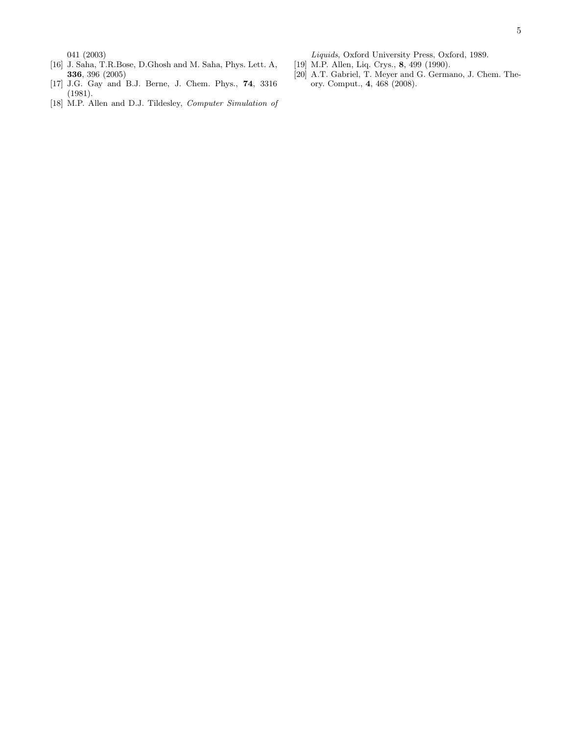041 (2003)

[16] J. Saha, T.R.Bose, D.Ghosh and M. Saha, Phys. Lett. A, **336**, 396 (2005)

[17] J.G. Gay and B.J. Berne, J. Chem. Phys., **74**, 3316 (1981).

[18] M.P. Allen and D.J. Tildesley, *Computer Simulation of Liquids*, Oxford University Press, Oxford, 1989.

[19] M.P. Allen, Liq. Crys., **8**, 499 (1990).

[20] A.T. Gabriel, T. Meyer and G. Germano, J. Chem. Theory. Comput., **4**, 468 (2008).